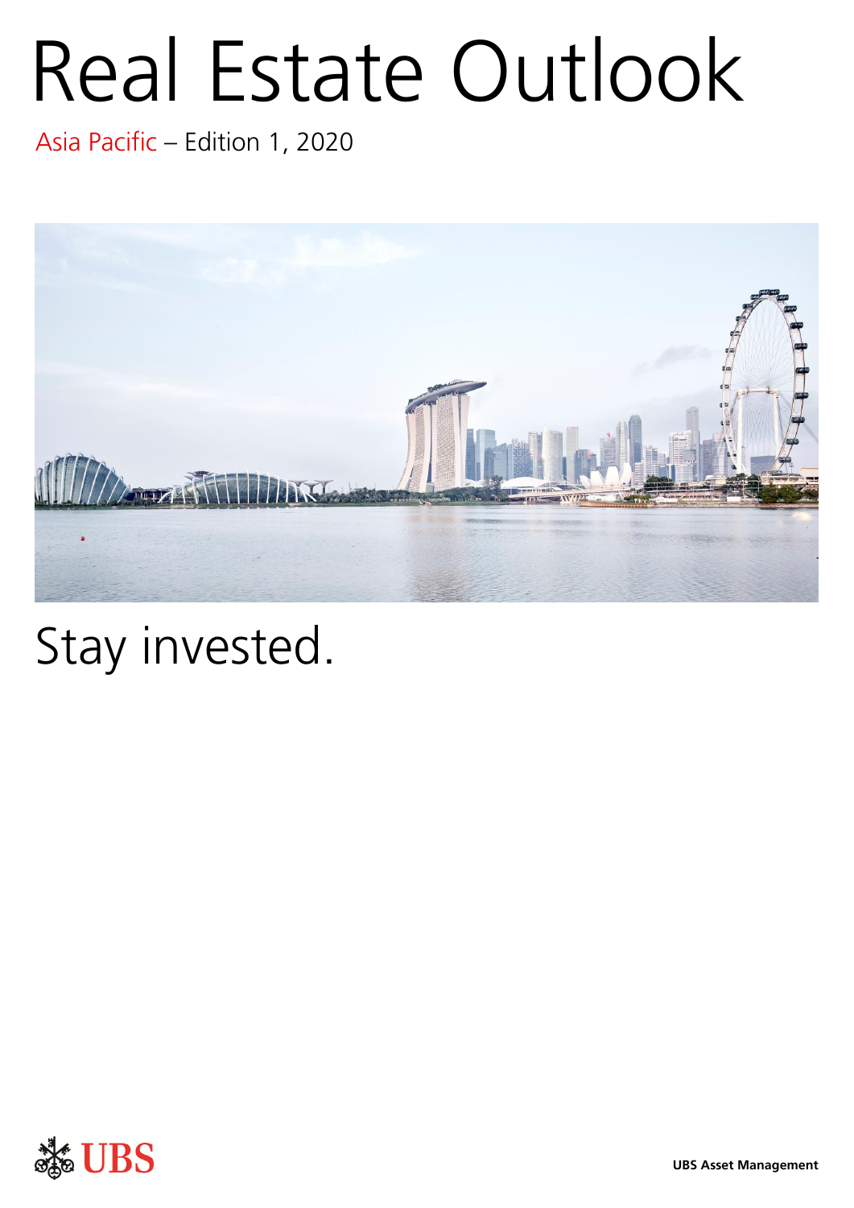# Real Estate Outlook

Asia Pacific – Edition 1, 2020

## Stay invested.

UBS

UBS Asset Management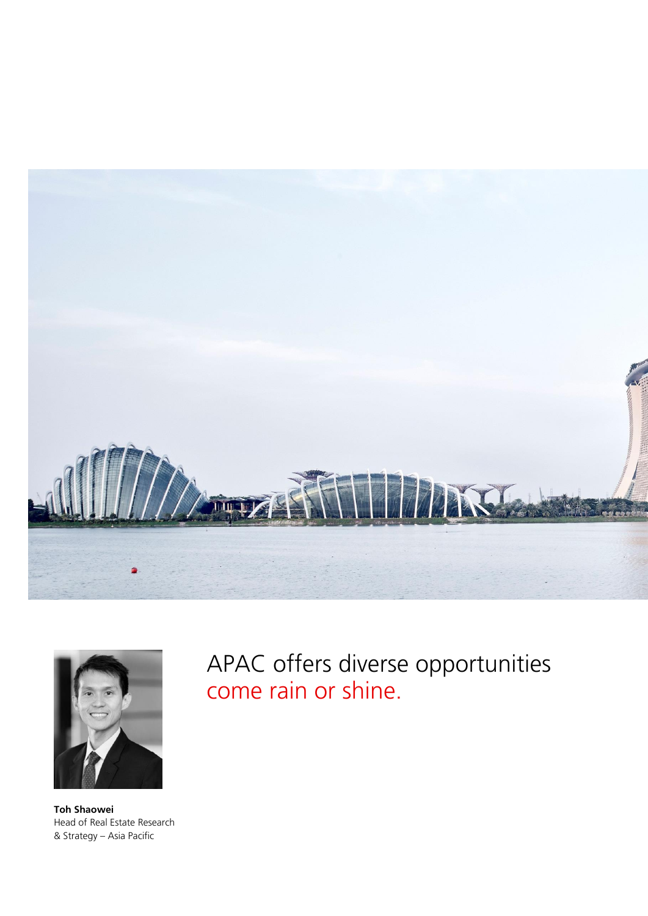# APAC offers diverse opportunities come rain or shine.

**Toh Shaowei**
Head of Real Estate Research & Strategy – Asia Pacific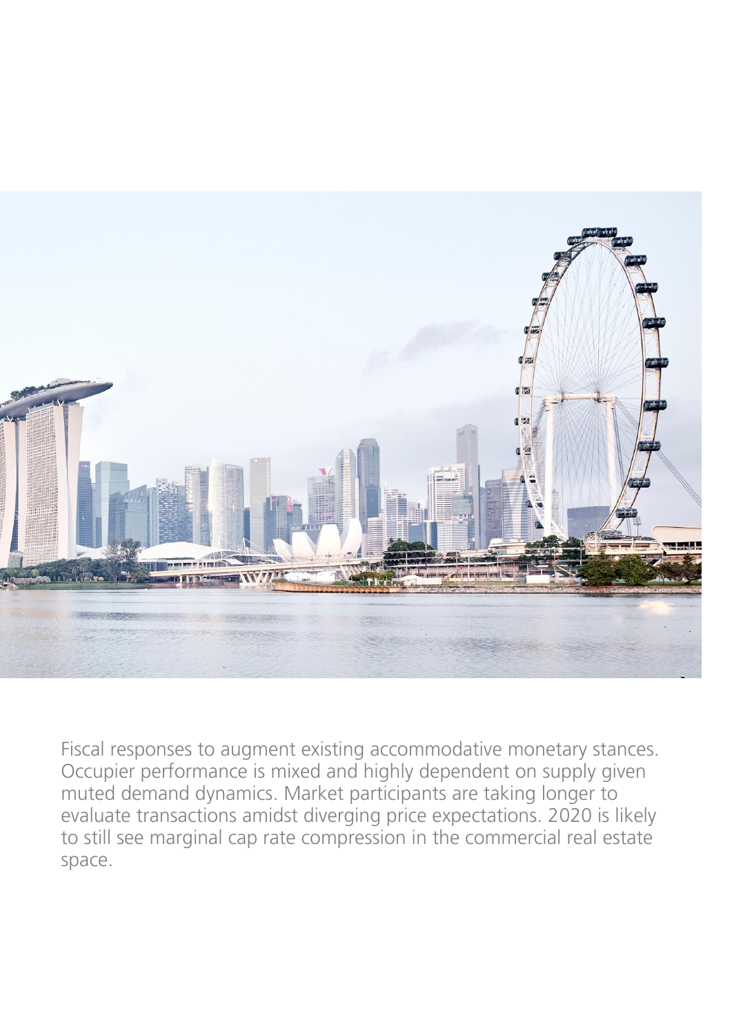Fiscal responses to augment existing accommodative monetary stances. Occupier performance is mixed and highly dependent on supply given muted demand dynamics. Market participants are taking longer to evaluate transactions amidst diverging price expectations. 2020 is likely to still see marginal cap rate compression in the commercial real estate space.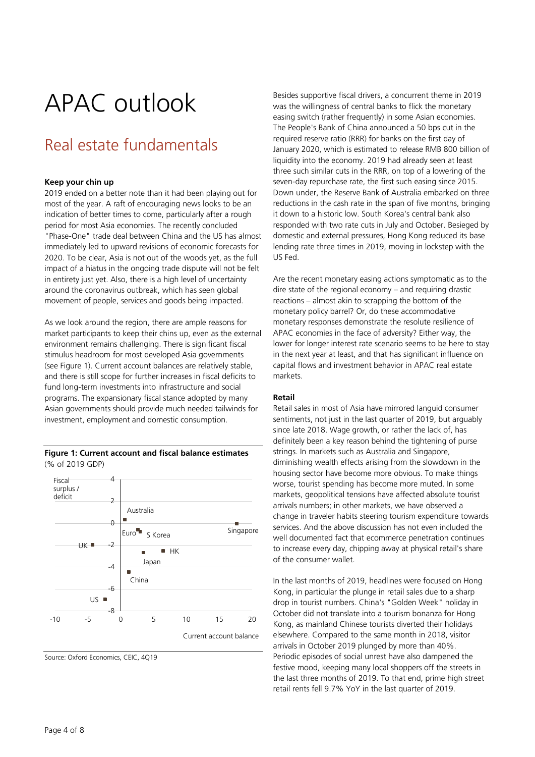# APAC outlook

## Real estate fundamentals

**Keep your chin up**

2019 ended on a better note than it had been playing out for most of the year. A raft of encouraging news looks to be an indication of better times to come, particularly after a rough period for most Asia economies. The recently concluded "Phase-One" trade deal between China and the US has almost immediately led to upward revisions of economic forecasts for 2020. To be clear, Asia is not out of the woods yet, as the full impact of a hiatus in the ongoing trade dispute will not be felt in entirety just yet. Also, there is a high level of uncertainty around the coronavirus outbreak, which has seen global movement of people, services and goods being impacted.

As we look around the region, there are ample reasons for market participants to keep their chins up, even as the external environment remains challenging. There is significant fiscal stimulus headroom for most developed Asia governments (see Figure 1). Current account balances are relatively stable, and there is still scope for further increases in fiscal deficits to fund long-term investments into infrastructure and social programs. The expansionary fiscal stance adopted by many Asian governments should provide much needed tailwinds for investment, employment and domestic consumption.

**Figure 1: Current account and fiscal balance estimates**
(% of 2019 GDP)

Fiscal surplus / deficit

Current account balance

Australia, Singapore, Euro, S Korea, UK, HK, Japan, China, US

Source: Oxford Economics, CEIC, 4Q19

Besides supportive fiscal drivers, a concurrent theme in 2019 was the willingness of central banks to flick the monetary easing switch (rather frequently) in some Asian economies. The People's Bank of China announced a 50 bps cut in the required reserve ratio (RRR) for banks on the first day of January 2020, which is estimated to release RMB 800 billion of liquidity into the economy. 2019 had already seen at least three such similar cuts in the RRR, on top of a lowering of the seven-day repurchase rate, the first such easing since 2015. Down under, the Reserve Bank of Australia embarked on three reductions in the cash rate in the span of five months, bringing it down to a historic low. South Korea's central bank also responded with two rate cuts in July and October. Besieged by domestic and external pressures, Hong Kong reduced its base lending rate three times in 2019, moving in lockstep with the US Fed.

Are the recent monetary easing actions symptomatic as to the dire state of the regional economy – and requiring drastic reactions – almost akin to scrapping the bottom of the monetary policy barrel? Or, do these accommodative monetary responses demonstrate the resolute resilience of APAC economies in the face of adversity? Either way, the lower for longer interest rate scenario seems to be here to stay in the next year at least, and that has significant influence on capital flows and investment behavior in APAC real estate markets.

**Retail**

Retail sales in most of Asia have mirrored languid consumer sentiments, not just in the last quarter of 2019, but arguably since late 2018. Wage growth, or rather the lack of, has definitely been a key reason behind the tightening of purse strings. In markets such as Australia and Singapore, diminishing wealth effects arising from the slowdown in the housing sector have become more obvious. To make things worse, tourist spending has become more muted. In some markets, geopolitical tensions have affected absolute tourist arrivals numbers; in other markets, we have observed a change in traveler habits steering tourism expenditure towards services. And the above discussion has not even included the well documented fact that ecommerce penetration continues to increase every day, chipping away at physical retail's share of the consumer wallet.

In the last months of 2019, headlines were focused on Hong Kong, in particular the plunge in retail sales due to a sharp drop in tourist numbers. China's "Golden Week" holiday in October did not translate into a tourism bonanza for Hong Kong, as mainland Chinese tourists diverted their holidays elsewhere. Compared to the same month in 2018, visitor arrivals in October 2019 plunged by more than 40%. Periodic episodes of social unrest have also dampened the festive mood, keeping many local shoppers off the streets in the last three months of 2019. To that end, prime high street retail rents fell 9.7% YoY in the last quarter of 2019.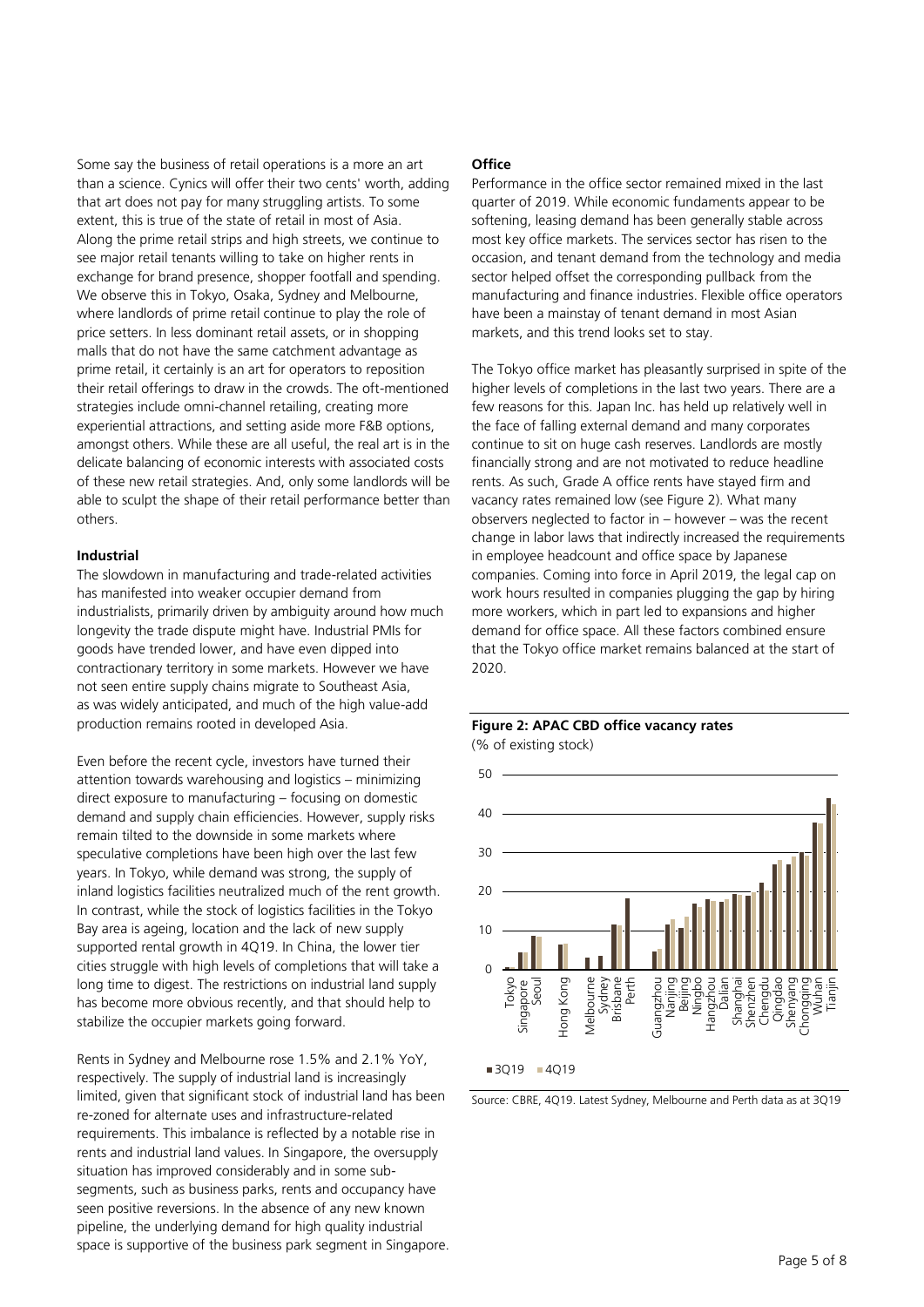Some say the business of retail operations is a more an art than a science. Cynics will offer their two cents' worth, adding that art does not pay for many struggling artists. To some extent, this is true of the state of retail in most of Asia. Along the prime retail strips and high streets, we continue to see major retail tenants willing to take on higher rents in exchange for brand presence, shopper footfall and spending. We observe this in Tokyo, Osaka, Sydney and Melbourne, where landlords of prime retail continue to play the role of price setters. In less dominant retail assets, or in shopping malls that do not have the same catchment advantage as prime retail, it certainly is an art for operators to reposition their retail offerings to draw in the crowds. The oft-mentioned strategies include omni-channel retailing, creating more experiential attractions, and setting aside more F&B options, amongst others. While these are all useful, the real art is in the delicate balancing of economic interests with associated costs of these new retail strategies. And, only some landlords will be able to sculpt the shape of their retail performance better than others.

**Industrial**

The slowdown in manufacturing and trade-related activities has manifested into weaker occupier demand from industrialists, primarily driven by ambiguity around how much longevity the trade dispute might have. Industrial PMIs for goods have trended lower, and have even dipped into contractionary territory in some markets. However we have not seen entire supply chains migrate to Southeast Asia, as was widely anticipated, and much of the high value-add production remains rooted in developed Asia.

Even before the recent cycle, investors have turned their attention towards warehousing and logistics – minimizing direct exposure to manufacturing – focusing on domestic demand and supply chain efficiencies. However, supply risks remain tilted to the downside in some markets where speculative completions have been high over the last few years. In Tokyo, while demand was strong, the supply of inland logistics facilities neutralized much of the rent growth. In contrast, while the stock of logistics facilities in the Tokyo Bay area is ageing, location and the lack of new supply supported rental growth in 4Q19. In China, the lower tier cities struggle with high levels of completions that will take a long time to digest. The restrictions on industrial land supply has become more obvious recently, and that should help to stabilize the occupier markets going forward.

Rents in Sydney and Melbourne rose 1.5% and 2.1% YoY, respectively. The supply of industrial land is increasingly limited, given that significant stock of industrial land has been re-zoned for alternate uses and infrastructure-related requirements. This imbalance is reflected by a notable rise in rents and industrial land values. In Singapore, the oversupply situation has improved considerably and in some sub-segments, such as business parks, rents and occupancy have seen positive reversions. In the absence of any new known pipeline, the underlying demand for high quality industrial space is supportive of the business park segment in Singapore.

**Office**

Performance in the office sector remained mixed in the last quarter of 2019. While economic fundaments appear to be softening, leasing demand has been generally stable across most key office markets. The services sector has risen to the occasion, and tenant demand from the technology and media sector helped offset the corresponding pullback from the manufacturing and finance industries. Flexible office operators have been a mainstay of tenant demand in most Asian markets, and this trend looks set to stay.

The Tokyo office market has pleasantly surprised in spite of the higher levels of completions in the last two years. There are a few reasons for this. Japan Inc. has held up relatively well in the face of falling external demand and many corporates continue to sit on huge cash reserves. Landlords are mostly financially strong and are not motivated to reduce headline rents. As such, Grade A office rents have stayed firm and vacancy rates remained low (see Figure 2). What many observers neglected to factor in – however – was the recent change in labor laws that indirectly increased the requirements in employee headcount and office space by Japanese companies. Coming into force in April 2019, the legal cap on work hours resulted in companies plugging the gap by hiring more workers, which in part led to expansions and higher demand for office space. All these factors combined ensure that the Tokyo office market remains balanced at the start of 2020.

**Figure 2: APAC CBD office vacancy rates**
(% of existing stock)

Source: CBRE, 4Q19. Latest Sydney, Melbourne and Perth data as at 3Q19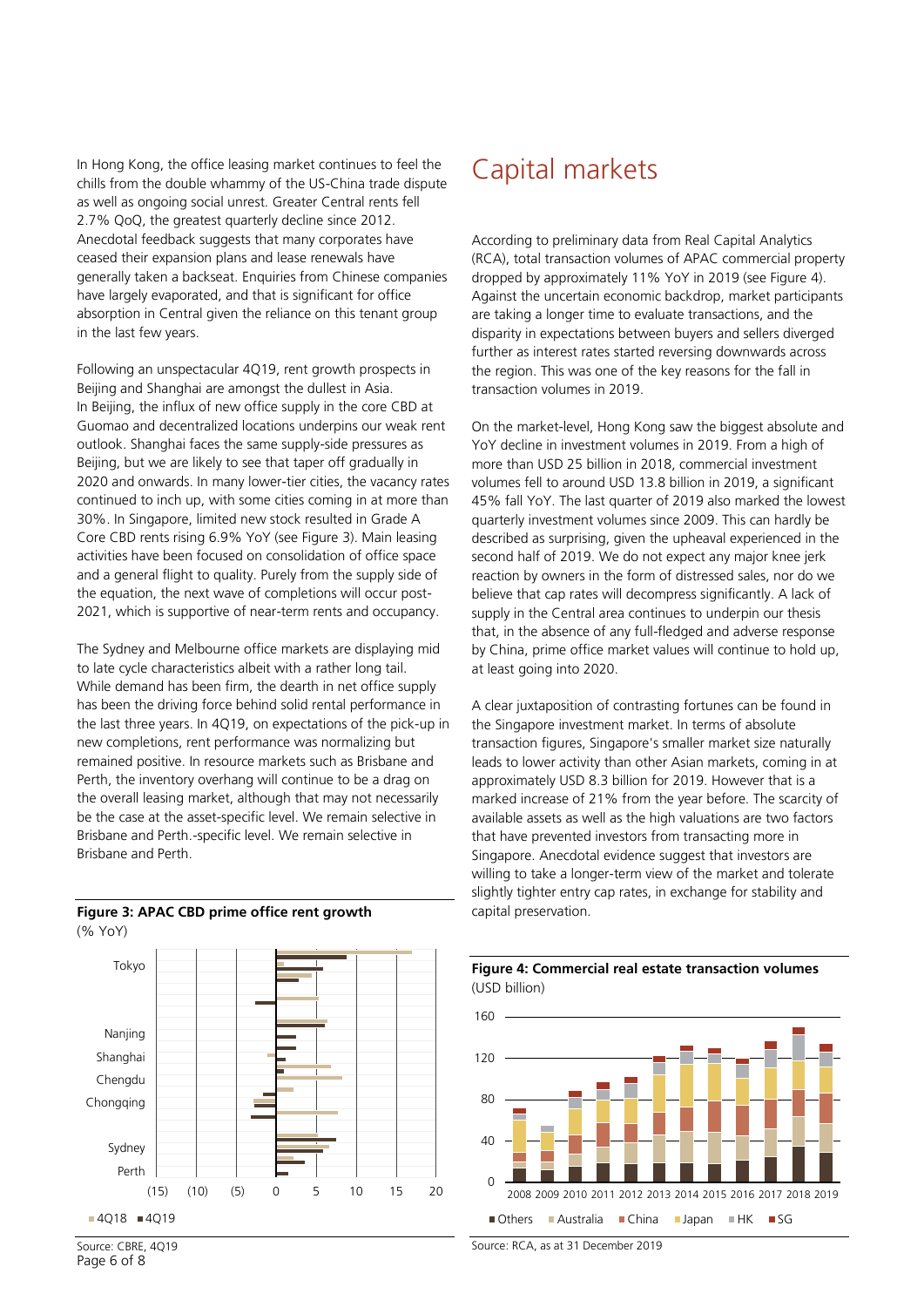In Hong Kong, the office leasing market continues to feel the chills from the double whammy of the US-China trade dispute as well as ongoing social unrest. Greater Central rents fell 2.7% QoQ, the greatest quarterly decline since 2012. Anecdotal feedback suggests that many corporates have ceased their expansion plans and lease renewals have generally taken a backseat. Enquiries from Chinese companies have largely evaporated, and that is significant for office absorption in Central given the reliance on this tenant group in the last few years.

Following an unspectacular 4Q19, rent growth prospects in Beijing and Shanghai are amongst the dullest in Asia. In Beijing, the influx of new office supply in the core CBD at Guomao and decentralized locations underpins our weak rent outlook. Shanghai faces the same supply-side pressures as Beijing, but we are likely to see that taper off gradually in 2020 and onwards. In many lower-tier cities, the vacancy rates continued to inch up, with some cities coming in at more than 30%. In Singapore, limited new stock resulted in Grade A Core CBD rents rising 6.9% YoY (see Figure 3). Main leasing activities have been focused on consolidation of office space and a general flight to quality. Purely from the supply side of the equation, the next wave of completions will occur post-2021, which is supportive of near-term rents and occupancy.

The Sydney and Melbourne office markets are displaying mid to late cycle characteristics albeit with a rather long tail. While demand has been firm, the dearth in net office supply has been the driving force behind solid rental performance in the last three years. In 4Q19, on expectations of the pick-up in new completions, rent performance was normalizing but remained positive. In resource markets such as Brisbane and Perth, the inventory overhang will continue to be a drag on the overall leasing market, although that may not necessarily be the case at the asset-specific level. We remain selective in Brisbane and Perth.-specific level. We remain selective in Brisbane and Perth.

**Figure 3: APAC CBD prime office rent growth**
(% YoY)

Tokyo, Nanjing, Shanghai, Chengdu, Chongqing, Sydney, Perth

(15) (10) (5) 0 5 10 15 20

4Q18 4Q19

Source: CBRE, 4Q19

# Capital markets

According to preliminary data from Real Capital Analytics (RCA), total transaction volumes of APAC commercial property dropped by approximately 11% YoY in 2019 (see Figure 4). Against the uncertain economic backdrop, market participants are taking a longer time to evaluate transactions, and the disparity in expectations between buyers and sellers diverged further as interest rates started reversing downwards across the region. This was one of the key reasons for the fall in transaction volumes in 2019.

On the market-level, Hong Kong saw the biggest absolute and YoY decline in investment volumes in 2019. From a high of more than USD 25 billion in 2018, commercial investment volumes fell to around USD 13.8 billion in 2019, a significant 45% fall YoY. The last quarter of 2019 also marked the lowest quarterly investment volumes since 2009. This can hardly be described as surprising, given the upheaval experienced in the second half of 2019. We do not expect any major knee jerk reaction by owners in the form of distressed sales, nor do we believe that cap rates will decompress significantly. A lack of supply in the Central area continues to underpin our thesis that, in the absence of any full-fledged and adverse response by China, prime office market values will continue to hold up, at least going into 2020.

A clear juxtaposition of contrasting fortunes can be found in the Singapore investment market. In terms of absolute transaction figures, Singapore's smaller market size naturally leads to lower activity than other Asian markets, coming in at approximately USD 8.3 billion for 2019. However that is a marked increase of 21% from the year before. The scarcity of available assets as well as the high valuations are two factors that have prevented investors from transacting more in Singapore. Anecdotal evidence suggest that investors are willing to take a longer-term view of the market and tolerate slightly tighter entry cap rates, in exchange for stability and capital preservation.

**Figure 4: Commercial real estate transaction volumes**
(USD billion)

160, 120, 80, 40, 0

2008 2009 2010 2011 2012 2013 2014 2015 2016 2017 2018 2019

Others, Australia, China, Japan, HK, SG

Source: RCA, as at 31 December 2019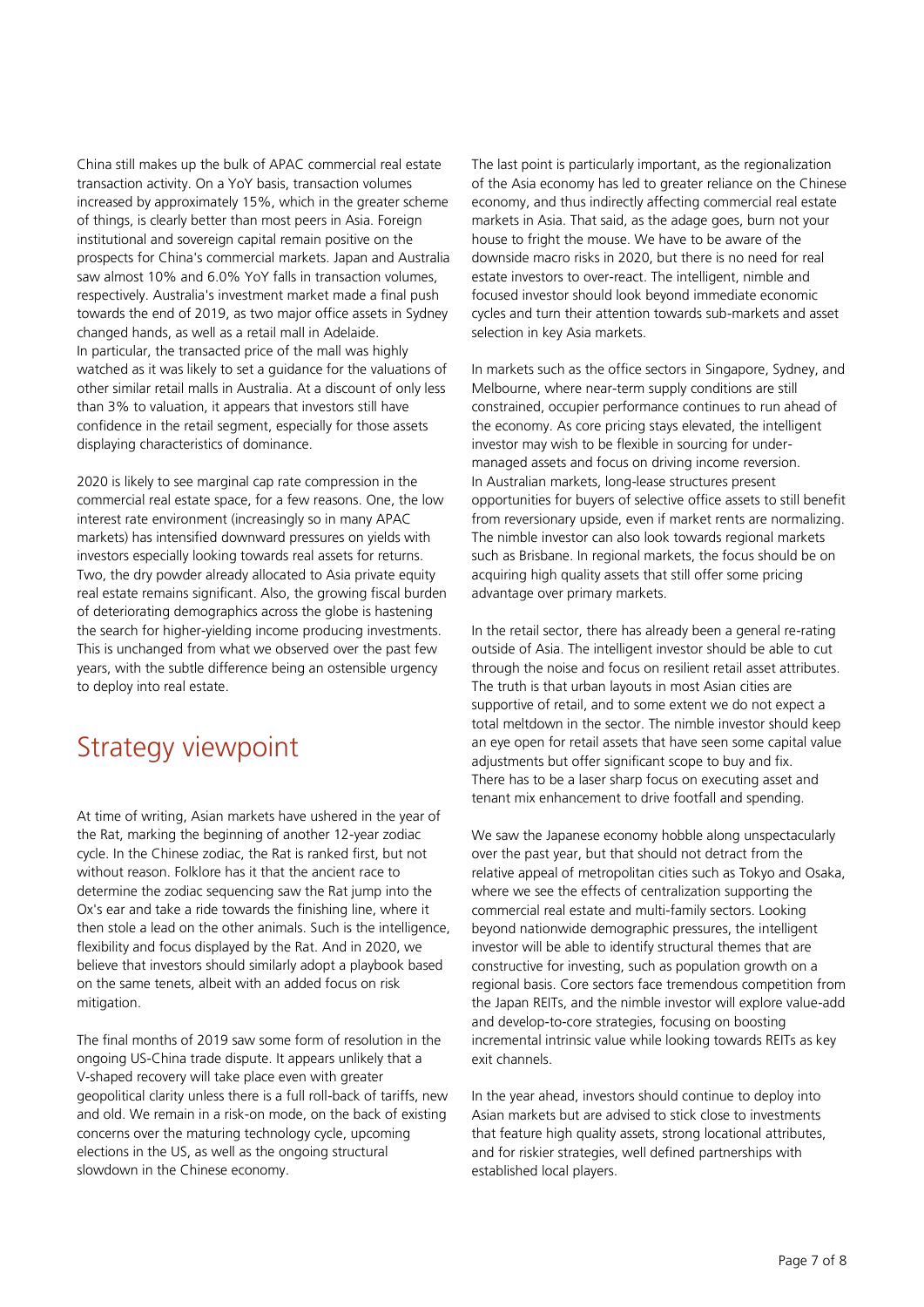China still makes up the bulk of APAC commercial real estate transaction activity. On a YoY basis, transaction volumes increased by approximately 15%, which in the greater scheme of things, is clearly better than most peers in Asia. Foreign institutional and sovereign capital remain positive on the prospects for China's commercial markets. Japan and Australia saw almost 10% and 6.0% YoY falls in transaction volumes, respectively. Australia's investment market made a final push towards the end of 2019, as two major office assets in Sydney changed hands, as well as a retail mall in Adelaide. In particular, the transacted price of the mall was highly watched as it was likely to set a guidance for the valuations of other similar retail malls in Australia. At a discount of only less than 3% to valuation, it appears that investors still have confidence in the retail segment, especially for those assets displaying characteristics of dominance.

2020 is likely to see marginal cap rate compression in the commercial real estate space, for a few reasons. One, the low interest rate environment (increasingly so in many APAC markets) has intensified downward pressures on yields with investors especially looking towards real assets for returns. Two, the dry powder already allocated to Asia private equity real estate remains significant. Also, the growing fiscal burden of deteriorating demographics across the globe is hastening the search for higher-yielding income producing investments. This is unchanged from what we observed over the past few years, with the subtle difference being an ostensible urgency to deploy into real estate.

# Strategy viewpoint

At time of writing, Asian markets have ushered in the year of the Rat, marking the beginning of another 12-year zodiac cycle. In the Chinese zodiac, the Rat is ranked first, but not without reason. Folklore has it that the ancient race to determine the zodiac sequencing saw the Rat jump into the Ox's ear and take a ride towards the finishing line, where it then stole a lead on the other animals. Such is the intelligence, flexibility and focus displayed by the Rat. And in 2020, we believe that investors should similarly adopt a playbook based on the same tenets, albeit with an added focus on risk mitigation.

The final months of 2019 saw some form of resolution in the ongoing US-China trade dispute. It appears unlikely that a V-shaped recovery will take place even with greater geopolitical clarity unless there is a full roll-back of tariffs, new and old. We remain in a risk-on mode, on the back of existing concerns over the maturing technology cycle, upcoming elections in the US, as well as the ongoing structural slowdown in the Chinese economy.

The last point is particularly important, as the regionalization of the Asia economy has led to greater reliance on the Chinese economy, and thus indirectly affecting commercial real estate markets in Asia. That said, as the adage goes, burn not your house to fright the mouse. We have to be aware of the downside macro risks in 2020, but there is no need for real estate investors to over-react. The intelligent, nimble and focused investor should look beyond immediate economic cycles and turn their attention towards sub-markets and asset selection in key Asia markets.

In markets such as the office sectors in Singapore, Sydney, and Melbourne, where near-term supply conditions are still constrained, occupier performance continues to run ahead of the economy. As core pricing stays elevated, the intelligent investor may wish to be flexible in sourcing for under-managed assets and focus on driving income reversion. In Australian markets, long-lease structures present opportunities for buyers of selective office assets to still benefit from reversionary upside, even if market rents are normalizing. The nimble investor can also look towards regional markets such as Brisbane. In regional markets, the focus should be on acquiring high quality assets that still offer some pricing advantage over primary markets.

In the retail sector, there has already been a general re-rating outside of Asia. The intelligent investor should be able to cut through the noise and focus on resilient retail asset attributes. The truth is that urban layouts in most Asian cities are supportive of retail, and to some extent we do not expect a total meltdown in the sector. The nimble investor should keep an eye open for retail assets that have seen some capital value adjustments but offer significant scope to buy and fix. There has to be a laser sharp focus on executing asset and tenant mix enhancement to drive footfall and spending.

We saw the Japanese economy hobble along unspectacularly over the past year, but that should not detract from the relative appeal of metropolitan cities such as Tokyo and Osaka, where we see the effects of centralization supporting the commercial real estate and multi-family sectors. Looking beyond nationwide demographic pressures, the intelligent investor will be able to identify structural themes that are constructive for investing, such as population growth on a regional basis. Core sectors face tremendous competition from the Japan REITs, and the nimble investor will explore value-add and develop-to-core strategies, focusing on boosting incremental intrinsic value while looking towards REITs as key exit channels.

In the year ahead, investors should continue to deploy into Asian markets but are advised to stick close to investments that feature high quality assets, strong locational attributes, and for riskier strategies, well defined partnerships with established local players.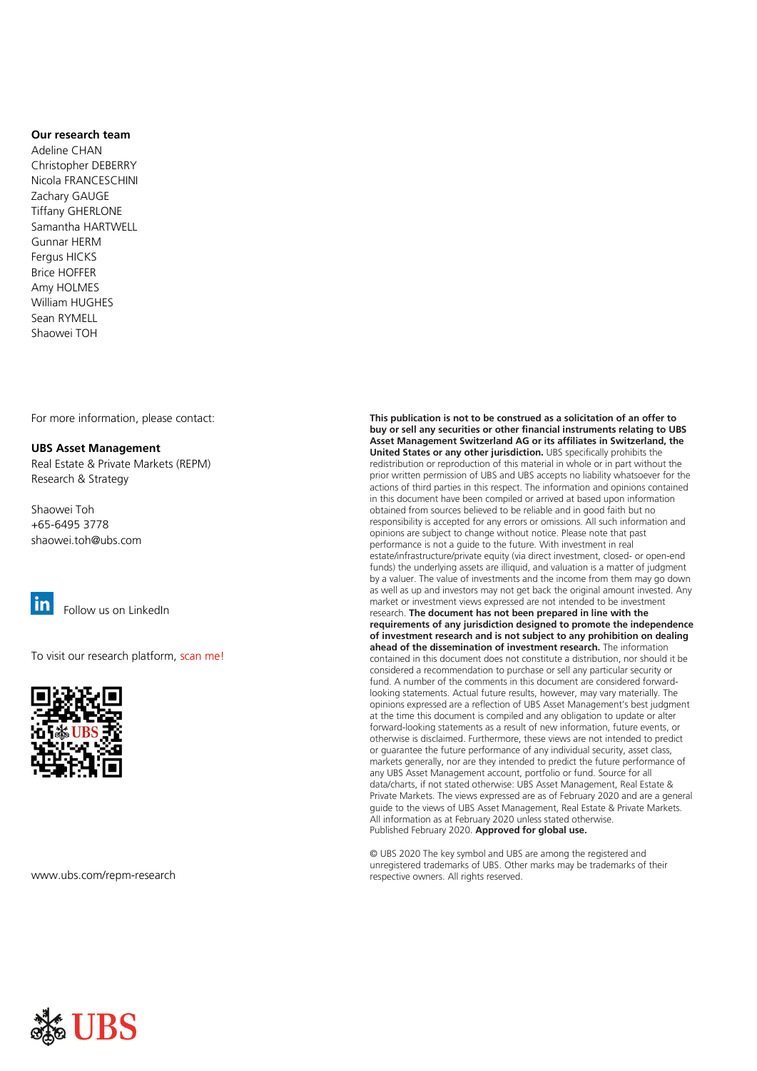**Our research team**

Adeline CHAN
Christopher DEBERRY
Nicola FRANCESCHINI
Zachary GAUGE
Tiffany GHERLONE
Samantha HARTWELL
Gunnar HERM
Fergus HICKS
Brice HOFFER
Amy HOLMES
William HUGHES
Sean RYMELL
Shaowei TOH

For more information, please contact:

**UBS Asset Management**
Real Estate & Private Markets (REPM)
Research & Strategy

Shaowei Toh
+65-6495 3778
shaowei.toh@ubs.com

Follow us on LinkedIn

To visit our research platform, scan me!

www.ubs.com/repm-research

**This publication is not to be construed as a solicitation of an offer to buy or sell any securities or other financial instruments relating to UBS Asset Management Switzerland AG or its affiliates in Switzerland, the United States or any other jurisdiction.** UBS specifically prohibits the redistribution or reproduction of this material in whole or in part without the prior written permission of UBS and UBS accepts no liability whatsoever for the actions of third parties in this respect. The information and opinions contained in this document have been compiled or arrived at based upon information obtained from sources believed to be reliable and in good faith but no responsibility is accepted for any errors or omissions. All such information and opinions are subject to change without notice. Please note that past performance is not a guide to the future. With investment in real estate/infrastructure/private equity (via direct investment, closed- or open-end funds) the underlying assets are illiquid, and valuation is a matter of judgment by a valuer. The value of investments and the income from them may go down as well as up and investors may not get back the original amount invested. Any market or investment views expressed are not intended to be investment research. **The document has not been prepared in line with the requirements of any jurisdiction designed to promote the independence of investment research and is not subject to any prohibition on dealing ahead of the dissemination of investment research.** The information contained in this document does not constitute a distribution, nor should it be considered a recommendation to purchase or sell any particular security or fund. A number of the comments in this document are considered forward-looking statements. Actual future results, however, may vary materially. The opinions expressed are a reflection of UBS Asset Management's best judgment at the time this document is compiled and any obligation to update or alter forward-looking statements as a result of new information, future events, or otherwise is disclaimed. Furthermore, these views are not intended to predict or guarantee the future performance of any individual security, asset class, markets generally, nor are they intended to predict the future performance of any UBS Asset Management account, portfolio or fund. Source for all data/charts, if not stated otherwise: UBS Asset Management, Real Estate & Private Markets. The views expressed are as of February 2020 and are a general guide to the views of UBS Asset Management, Real Estate & Private Markets. All information as at February 2020 unless stated otherwise.
Published February 2020. **Approved for global use.**

© UBS 2020 The key symbol and UBS are among the registered and unregistered trademarks of UBS. Other marks may be trademarks of their respective owners. All rights reserved.